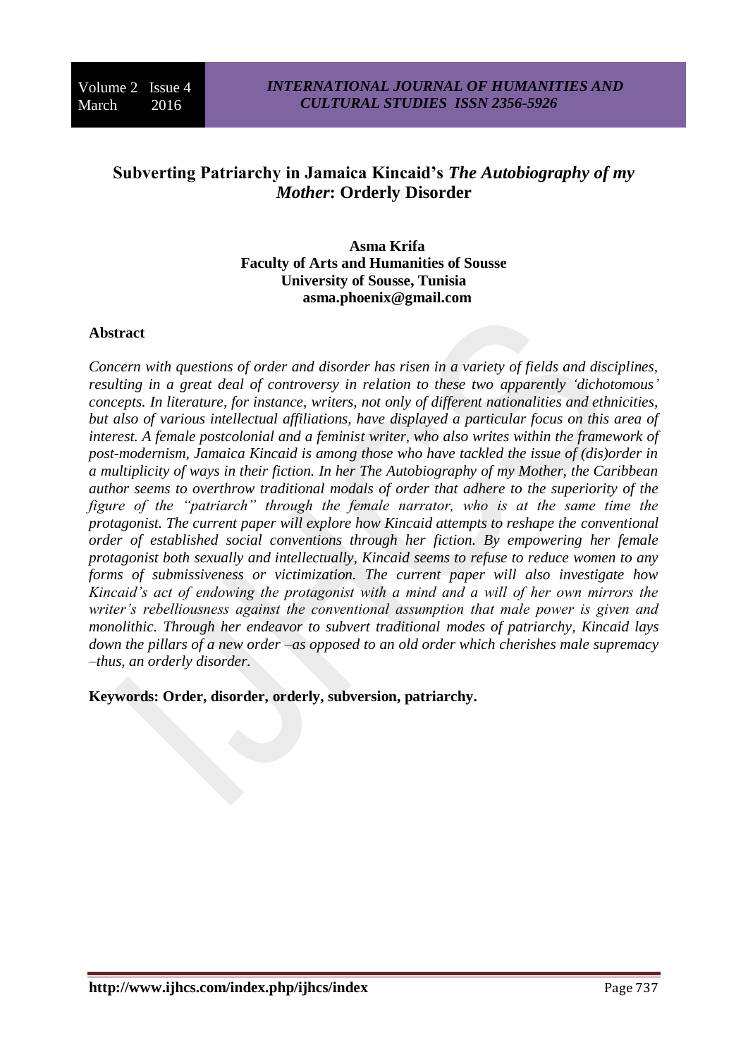# Subverting Patriarchy in Jamaica Kincaid's *The Autobiography of my Mother*: Orderly Disorder

**Asma Krifa**
**Faculty of Arts and Humanities of Sousse**
**University of Sousse, Tunisia**
**asma.phoenix@gmail.com**

## Abstract

*Concern with questions of order and disorder has risen in a variety of fields and disciplines, resulting in a great deal of controversy in relation to these two apparently 'dichotomous' concepts. In literature, for instance, writers, not only of different nationalities and ethnicities, but also of various intellectual affiliations, have displayed a particular focus on this area of interest. A female postcolonial and a feminist writer, who also writes within the framework of post-modernism, Jamaica Kincaid is among those who have tackled the issue of (dis)order in a multiplicity of ways in their fiction. In her The Autobiography of my Mother, the Caribbean author seems to overthrow traditional modals of order that adhere to the superiority of the figure of the "patriarch" through the female narrator, who is at the same time the protagonist. The current paper will explore how Kincaid attempts to reshape the conventional order of established social conventions through her fiction. By empowering her female protagonist both sexually and intellectually, Kincaid seems to refuse to reduce women to any forms of submissiveness or victimization. The current paper will also investigate how Kincaid's act of endowing the protagonist with a mind and a will of her own mirrors the writer's rebelliousness against the conventional assumption that male power is given and monolithic. Through her endeavor to subvert traditional modes of patriarchy, Kincaid lays down the pillars of a new order –as opposed to an old order which cherishes male supremacy –thus, an orderly disorder.*

**Keywords: Order, disorder, orderly, subversion, patriarchy.**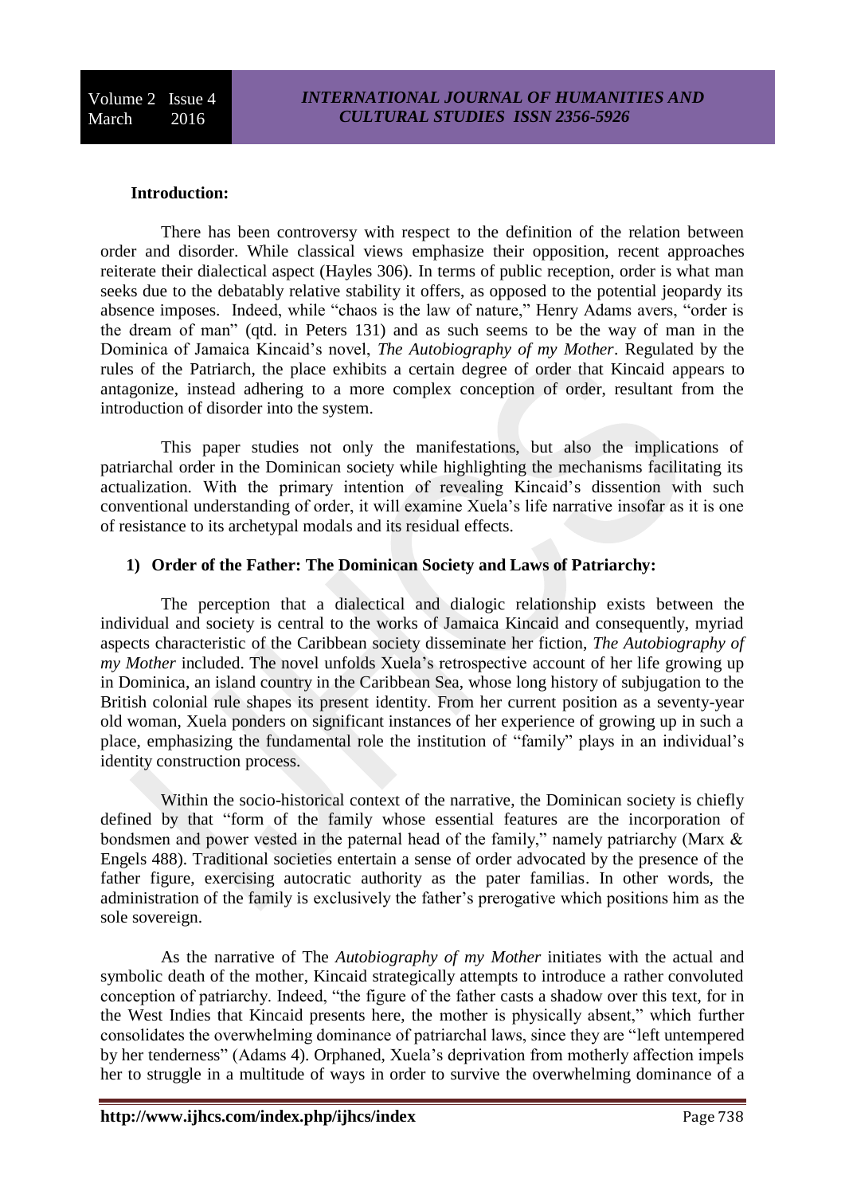**Introduction:**

There has been controversy with respect to the definition of the relation between order and disorder. While classical views emphasize their opposition, recent approaches reiterate their dialectical aspect (Hayles 306). In terms of public reception, order is what man seeks due to the debatably relative stability it offers, as opposed to the potential jeopardy its absence imposes. Indeed, while "chaos is the law of nature," Henry Adams avers, "order is the dream of man" (qtd. in Peters 131) and as such seems to be the way of man in the Dominica of Jamaica Kincaid's novel, *The Autobiography of my Mother*. Regulated by the rules of the Patriarch, the place exhibits a certain degree of order that Kincaid appears to antagonize, instead adhering to a more complex conception of order, resultant from the introduction of disorder into the system.

This paper studies not only the manifestations, but also the implications of patriarchal order in the Dominican society while highlighting the mechanisms facilitating its actualization. With the primary intention of revealing Kincaid's dissention with such conventional understanding of order, it will examine Xuela's life narrative insofar as it is one of resistance to its archetypal modals and its residual effects.

**1) Order of the Father: The Dominican Society and Laws of Patriarchy:**

The perception that a dialectical and dialogic relationship exists between the individual and society is central to the works of Jamaica Kincaid and consequently, myriad aspects characteristic of the Caribbean society disseminate her fiction, *The Autobiography of my Mother* included. The novel unfolds Xuela's retrospective account of her life growing up in Dominica, an island country in the Caribbean Sea, whose long history of subjugation to the British colonial rule shapes its present identity. From her current position as a seventy-year old woman, Xuela ponders on significant instances of her experience of growing up in such a place, emphasizing the fundamental role the institution of "family" plays in an individual's identity construction process.

Within the socio-historical context of the narrative, the Dominican society is chiefly defined by that "form of the family whose essential features are the incorporation of bondsmen and power vested in the paternal head of the family," namely patriarchy (Marx & Engels 488). Traditional societies entertain a sense of order advocated by the presence of the father figure, exercising autocratic authority as the pater familias. In other words, the administration of the family is exclusively the father's prerogative which positions him as the sole sovereign.

As the narrative of The *Autobiography of my Mother* initiates with the actual and symbolic death of the mother, Kincaid strategically attempts to introduce a rather convoluted conception of patriarchy. Indeed, "the figure of the father casts a shadow over this text, for in the West Indies that Kincaid presents here, the mother is physically absent," which further consolidates the overwhelming dominance of patriarchal laws, since they are "left untempered by her tenderness" (Adams 4). Orphaned, Xuela's deprivation from motherly affection impels her to struggle in a multitude of ways in order to survive the overwhelming dominance of a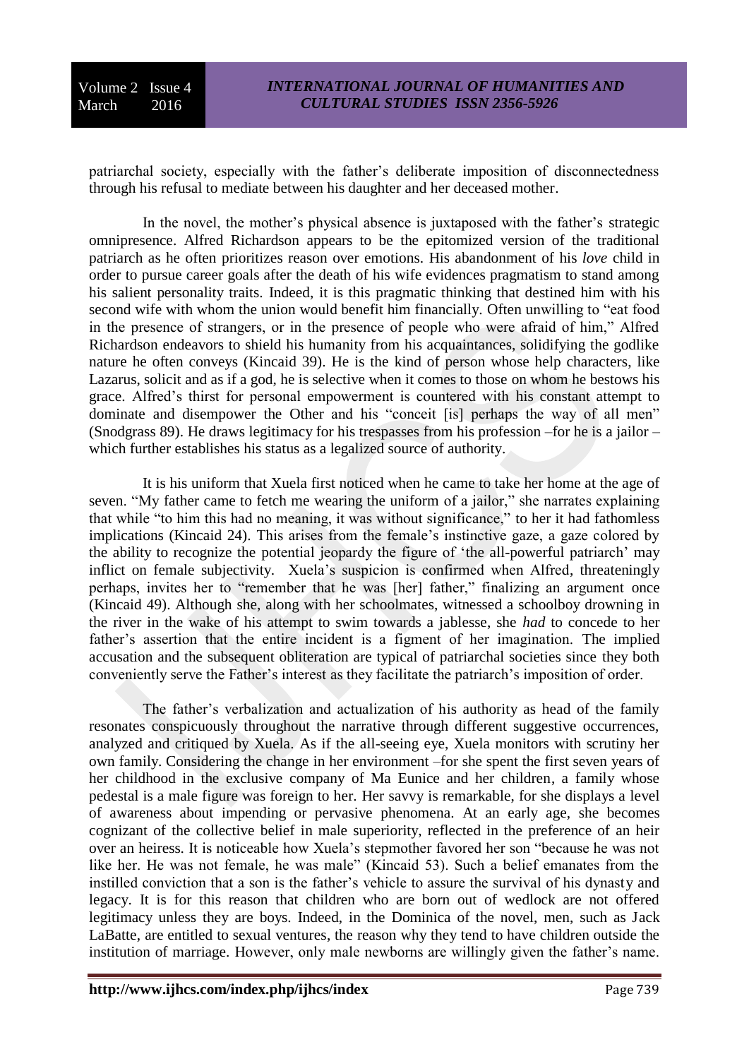patriarchal society, especially with the father's deliberate imposition of disconnectedness through his refusal to mediate between his daughter and her deceased mother.

In the novel, the mother's physical absence is juxtaposed with the father's strategic omnipresence. Alfred Richardson appears to be the epitomized version of the traditional patriarch as he often prioritizes reason over emotions. His abandonment of his *love* child in order to pursue career goals after the death of his wife evidences pragmatism to stand among his salient personality traits. Indeed, it is this pragmatic thinking that destined him with his second wife with whom the union would benefit him financially. Often unwilling to "eat food in the presence of strangers, or in the presence of people who were afraid of him," Alfred Richardson endeavors to shield his humanity from his acquaintances, solidifying the godlike nature he often conveys (Kincaid 39). He is the kind of person whose help characters, like Lazarus, solicit and as if a god, he is selective when it comes to those on whom he bestows his grace. Alfred's thirst for personal empowerment is countered with his constant attempt to dominate and disempower the Other and his "conceit [is] perhaps the way of all men" (Snodgrass 89). He draws legitimacy for his trespasses from his profession –for he is a jailor – which further establishes his status as a legalized source of authority.

It is his uniform that Xuela first noticed when he came to take her home at the age of seven. "My father came to fetch me wearing the uniform of a jailor," she narrates explaining that while "to him this had no meaning, it was without significance," to her it had fathomless implications (Kincaid 24). This arises from the female's instinctive gaze, a gaze colored by the ability to recognize the potential jeopardy the figure of 'the all-powerful patriarch' may inflict on female subjectivity. Xuela's suspicion is confirmed when Alfred, threateningly perhaps, invites her to "remember that he was [her] father," finalizing an argument once (Kincaid 49). Although she, along with her schoolmates, witnessed a schoolboy drowning in the river in the wake of his attempt to swim towards a jablesse, she *had* to concede to her father's assertion that the entire incident is a figment of her imagination. The implied accusation and the subsequent obliteration are typical of patriarchal societies since they both conveniently serve the Father's interest as they facilitate the patriarch's imposition of order.

The father's verbalization and actualization of his authority as head of the family resonates conspicuously throughout the narrative through different suggestive occurrences, analyzed and critiqued by Xuela. As if the all-seeing eye, Xuela monitors with scrutiny her own family. Considering the change in her environment –for she spent the first seven years of her childhood in the exclusive company of Ma Eunice and her children, a family whose pedestal is a male figure was foreign to her. Her savvy is remarkable, for she displays a level of awareness about impending or pervasive phenomena. At an early age, she becomes cognizant of the collective belief in male superiority, reflected in the preference of an heir over an heiress. It is noticeable how Xuela's stepmother favored her son "because he was not like her. He was not female, he was male" (Kincaid 53). Such a belief emanates from the instilled conviction that a son is the father's vehicle to assure the survival of his dynasty and legacy. It is for this reason that children who are born out of wedlock are not offered legitimacy unless they are boys. Indeed, in the Dominica of the novel, men, such as Jack LaBatte, are entitled to sexual ventures, the reason why they tend to have children outside the institution of marriage. However, only male newborns are willingly given the father's name.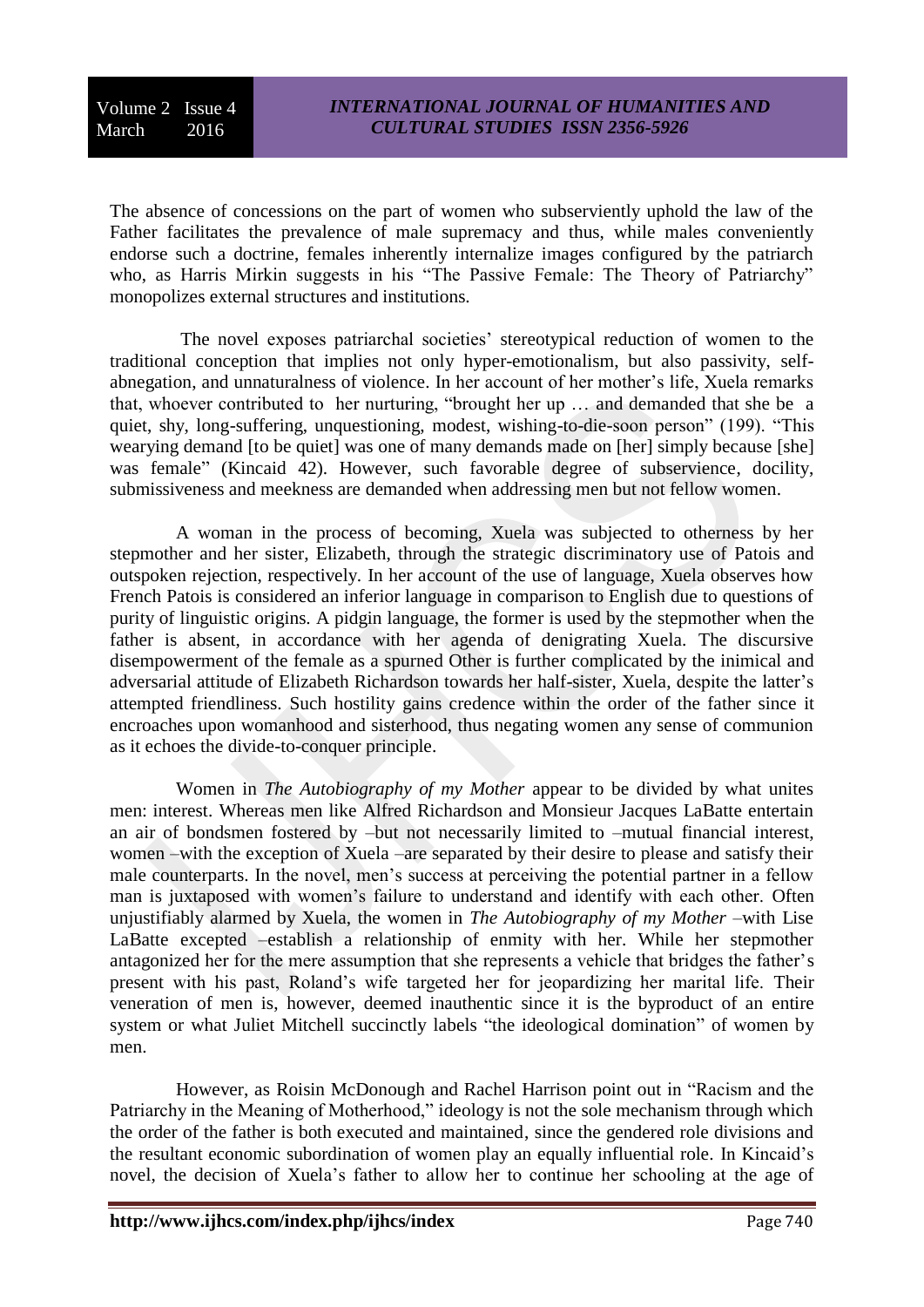The absence of concessions on the part of women who subserviently uphold the law of the Father facilitates the prevalence of male supremacy and thus, while males conveniently endorse such a doctrine, females inherently internalize images configured by the patriarch who, as Harris Mirkin suggests in his "The Passive Female: The Theory of Patriarchy" monopolizes external structures and institutions.

The novel exposes patriarchal societies' stereotypical reduction of women to the traditional conception that implies not only hyper-emotionalism, but also passivity, self-abnegation, and unnaturalness of violence. In her account of her mother's life, Xuela remarks that, whoever contributed to her nurturing, "brought her up … and demanded that she be a quiet, shy, long-suffering, unquestioning, modest, wishing-to-die-soon person" (199). "This wearying demand [to be quiet] was one of many demands made on [her] simply because [she] was female" (Kincaid 42). However, such favorable degree of subservience, docility, submissiveness and meekness are demanded when addressing men but not fellow women.

A woman in the process of becoming, Xuela was subjected to otherness by her stepmother and her sister, Elizabeth, through the strategic discriminatory use of Patois and outspoken rejection, respectively. In her account of the use of language, Xuela observes how French Patois is considered an inferior language in comparison to English due to questions of purity of linguistic origins. A pidgin language, the former is used by the stepmother when the father is absent, in accordance with her agenda of denigrating Xuela. The discursive disempowerment of the female as a spurned Other is further complicated by the inimical and adversarial attitude of Elizabeth Richardson towards her half-sister, Xuela, despite the latter's attempted friendliness. Such hostility gains credence within the order of the father since it encroaches upon womanhood and sisterhood, thus negating women any sense of communion as it echoes the divide-to-conquer principle.

Women in *The Autobiography of my Mother* appear to be divided by what unites men: interest. Whereas men like Alfred Richardson and Monsieur Jacques LaBatte entertain an air of bondsmen fostered by –but not necessarily limited to –mutual financial interest, women –with the exception of Xuela –are separated by their desire to please and satisfy their male counterparts. In the novel, men's success at perceiving the potential partner in a fellow man is juxtaposed with women's failure to understand and identify with each other. Often unjustifiably alarmed by Xuela, the women in *The Autobiography of my Mother* –with Lise LaBatte excepted –establish a relationship of enmity with her. While her stepmother antagonized her for the mere assumption that she represents a vehicle that bridges the father's present with his past, Roland's wife targeted her for jeopardizing her marital life. Their veneration of men is, however, deemed inauthentic since it is the byproduct of an entire system or what Juliet Mitchell succinctly labels "the ideological domination" of women by men.

However, as Roisin McDonough and Rachel Harrison point out in "Racism and the Patriarchy in the Meaning of Motherhood," ideology is not the sole mechanism through which the order of the father is both executed and maintained, since the gendered role divisions and the resultant economic subordination of women play an equally influential role. In Kincaid's novel, the decision of Xuela's father to allow her to continue her schooling at the age of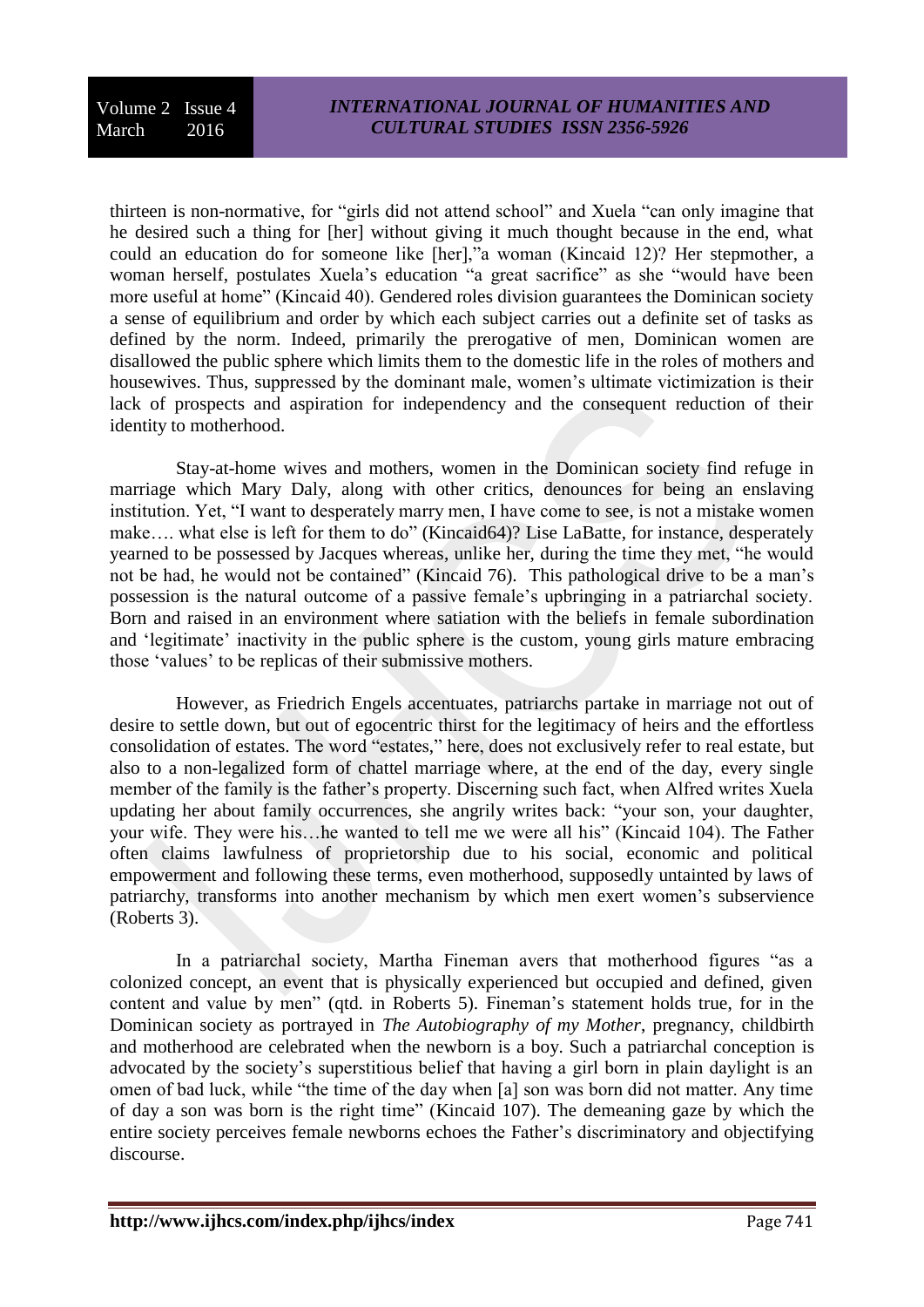thirteen is non-normative, for "girls did not attend school" and Xuela "can only imagine that he desired such a thing for [her] without giving it much thought because in the end, what could an education do for someone like [her],"a woman (Kincaid 12)? Her stepmother, a woman herself, postulates Xuela's education "a great sacrifice" as she "would have been more useful at home" (Kincaid 40). Gendered roles division guarantees the Dominican society a sense of equilibrium and order by which each subject carries out a definite set of tasks as defined by the norm. Indeed, primarily the prerogative of men, Dominican women are disallowed the public sphere which limits them to the domestic life in the roles of mothers and housewives. Thus, suppressed by the dominant male, women's ultimate victimization is their lack of prospects and aspiration for independency and the consequent reduction of their identity to motherhood.

Stay-at-home wives and mothers, women in the Dominican society find refuge in marriage which Mary Daly, along with other critics, denounces for being an enslaving institution. Yet, "I want to desperately marry men, I have come to see, is not a mistake women make…. what else is left for them to do" (Kincaid64)? Lise LaBatte, for instance, desperately yearned to be possessed by Jacques whereas, unlike her, during the time they met, "he would not be had, he would not be contained" (Kincaid 76). This pathological drive to be a man's possession is the natural outcome of a passive female's upbringing in a patriarchal society. Born and raised in an environment where satiation with the beliefs in female subordination and 'legitimate' inactivity in the public sphere is the custom, young girls mature embracing those 'values' to be replicas of their submissive mothers.

However, as Friedrich Engels accentuates, patriarchs partake in marriage not out of desire to settle down, but out of egocentric thirst for the legitimacy of heirs and the effortless consolidation of estates. The word "estates," here, does not exclusively refer to real estate, but also to a non-legalized form of chattel marriage where, at the end of the day, every single member of the family is the father's property. Discerning such fact, when Alfred writes Xuela updating her about family occurrences, she angrily writes back: "your son, your daughter, your wife. They were his…he wanted to tell me we were all his" (Kincaid 104). The Father often claims lawfulness of proprietorship due to his social, economic and political empowerment and following these terms, even motherhood, supposedly untainted by laws of patriarchy, transforms into another mechanism by which men exert women's subservience (Roberts 3).

In a patriarchal society, Martha Fineman avers that motherhood figures "as a colonized concept, an event that is physically experienced but occupied and defined, given content and value by men" (qtd. in Roberts 5). Fineman's statement holds true, for in the Dominican society as portrayed in *The Autobiography of my Mother*, pregnancy, childbirth and motherhood are celebrated when the newborn is a boy. Such a patriarchal conception is advocated by the society's superstitious belief that having a girl born in plain daylight is an omen of bad luck, while "the time of the day when [a] son was born did not matter. Any time of day a son was born is the right time" (Kincaid 107). The demeaning gaze by which the entire society perceives female newborns echoes the Father's discriminatory and objectifying discourse.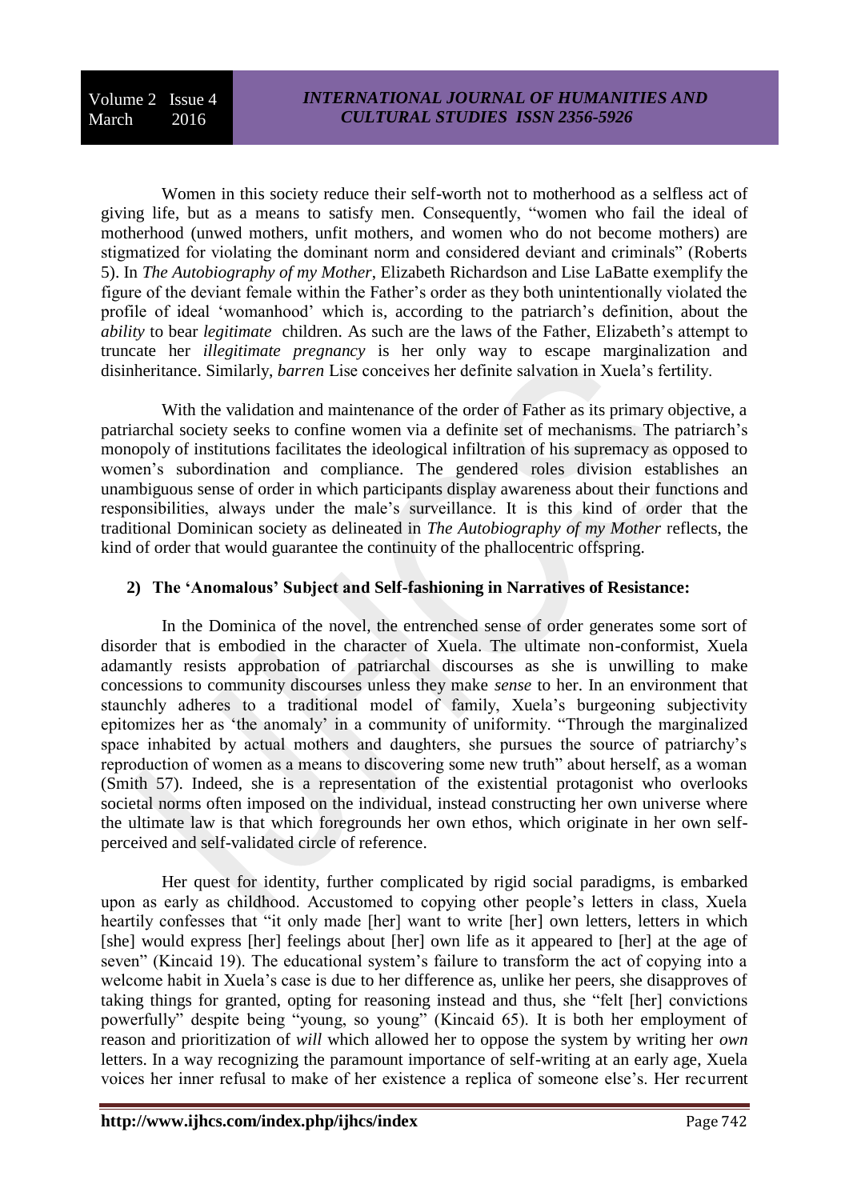Women in this society reduce their self-worth not to motherhood as a selfless act of giving life, but as a means to satisfy men. Consequently, "women who fail the ideal of motherhood (unwed mothers, unfit mothers, and women who do not become mothers) are stigmatized for violating the dominant norm and considered deviant and criminals" (Roberts 5). In *The Autobiography of my Mother*, Elizabeth Richardson and Lise LaBatte exemplify the figure of the deviant female within the Father's order as they both unintentionally violated the profile of ideal 'womanhood' which is, according to the patriarch's definition, about the *ability* to bear *legitimate* children. As such are the laws of the Father, Elizabeth's attempt to truncate her *illegitimate pregnancy* is her only way to escape marginalization and disinheritance. Similarly, *barren* Lise conceives her definite salvation in Xuela's fertility.

With the validation and maintenance of the order of Father as its primary objective, a patriarchal society seeks to confine women via a definite set of mechanisms. The patriarch's monopoly of institutions facilitates the ideological infiltration of his supremacy as opposed to women's subordination and compliance. The gendered roles division establishes an unambiguous sense of order in which participants display awareness about their functions and responsibilities, always under the male's surveillance. It is this kind of order that the traditional Dominican society as delineated in *The Autobiography of my Mother* reflects, the kind of order that would guarantee the continuity of the phallocentric offspring.

## 2) The 'Anomalous' Subject and Self-fashioning in Narratives of Resistance:

In the Dominica of the novel, the entrenched sense of order generates some sort of disorder that is embodied in the character of Xuela. The ultimate non-conformist, Xuela adamantly resists approbation of patriarchal discourses as she is unwilling to make concessions to community discourses unless they make *sense* to her. In an environment that staunchly adheres to a traditional model of family, Xuela's burgeoning subjectivity epitomizes her as 'the anomaly' in a community of uniformity. "Through the marginalized space inhabited by actual mothers and daughters, she pursues the source of patriarchy's reproduction of women as a means to discovering some new truth" about herself, as a woman (Smith 57). Indeed, she is a representation of the existential protagonist who overlooks societal norms often imposed on the individual, instead constructing her own universe where the ultimate law is that which foregrounds her own ethos, which originate in her own self-perceived and self-validated circle of reference.

Her quest for identity, further complicated by rigid social paradigms, is embarked upon as early as childhood. Accustomed to copying other people's letters in class, Xuela heartily confesses that "it only made [her] want to write [her] own letters, letters in which [she] would express [her] feelings about [her] own life as it appeared to [her] at the age of seven" (Kincaid 19). The educational system's failure to transform the act of copying into a welcome habit in Xuela's case is due to her difference as, unlike her peers, she disapproves of taking things for granted, opting for reasoning instead and thus, she "felt [her] convictions powerfully" despite being "young, so young" (Kincaid 65). It is both her employment of reason and prioritization of *will* which allowed her to oppose the system by writing her *own* letters. In a way recognizing the paramount importance of self-writing at an early age, Xuela voices her inner refusal to make of her existence a replica of someone else's. Her recurrent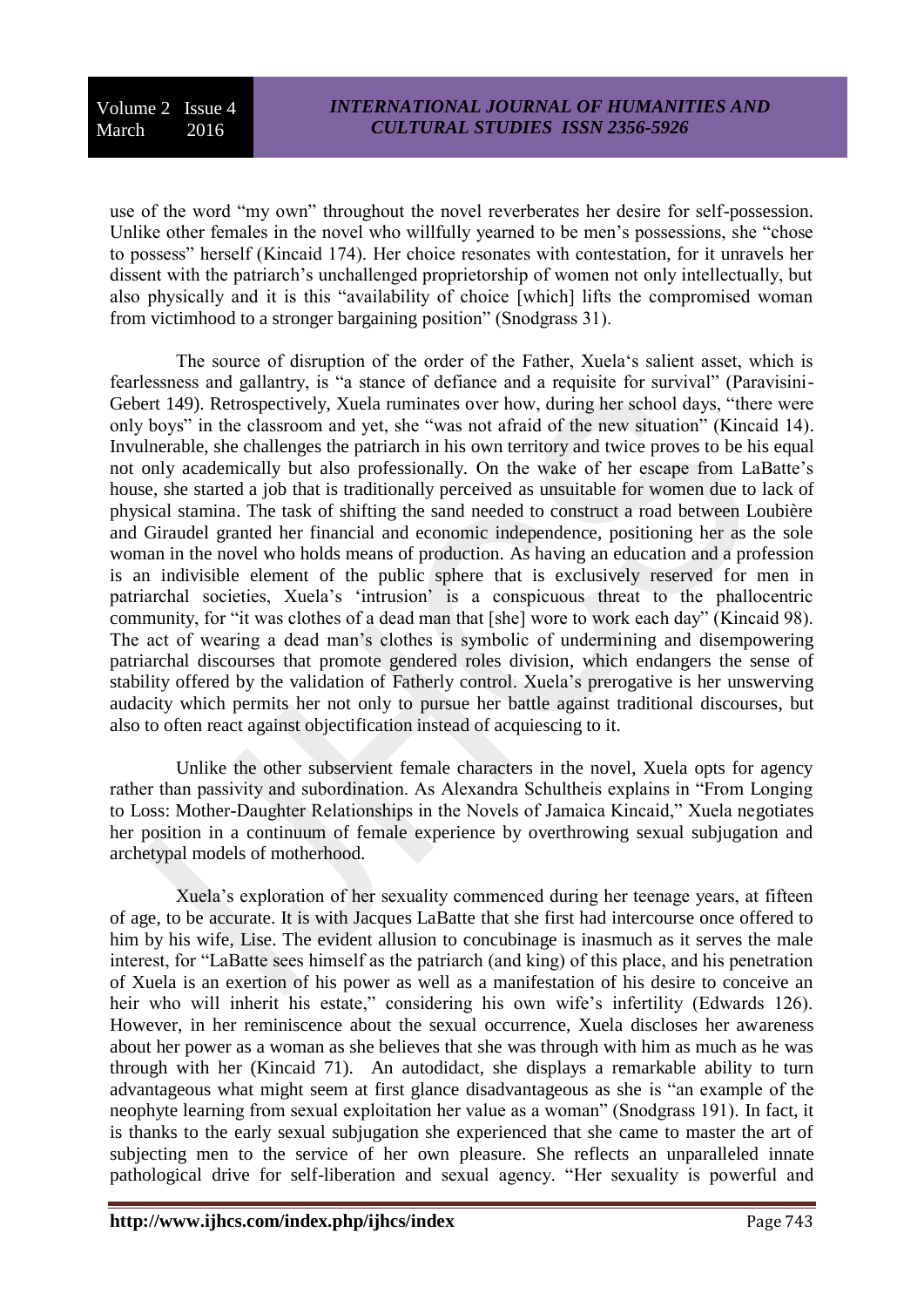use of the word "my own" throughout the novel reverberates her desire for self-possession. Unlike other females in the novel who willfully yearned to be men's possessions, she "chose to possess" herself (Kincaid 174). Her choice resonates with contestation, for it unravels her dissent with the patriarch's unchallenged proprietorship of women not only intellectually, but also physically and it is this "availability of choice [which] lifts the compromised woman from victimhood to a stronger bargaining position" (Snodgrass 31).

The source of disruption of the order of the Father, Xuela's salient asset, which is fearlessness and gallantry, is "a stance of defiance and a requisite for survival" (Paravisini-Gebert 149). Retrospectively, Xuela ruminates over how, during her school days, "there were only boys" in the classroom and yet, she "was not afraid of the new situation" (Kincaid 14). Invulnerable, she challenges the patriarch in his own territory and twice proves to be his equal not only academically but also professionally. On the wake of her escape from LaBatte's house, she started a job that is traditionally perceived as unsuitable for women due to lack of physical stamina. The task of shifting the sand needed to construct a road between Loubière and Giraudel granted her financial and economic independence, positioning her as the sole woman in the novel who holds means of production. As having an education and a profession is an indivisible element of the public sphere that is exclusively reserved for men in patriarchal societies, Xuela's 'intrusion' is a conspicuous threat to the phallocentric community, for "it was clothes of a dead man that [she] wore to work each day" (Kincaid 98). The act of wearing a dead man's clothes is symbolic of undermining and disempowering patriarchal discourses that promote gendered roles division, which endangers the sense of stability offered by the validation of Fatherly control. Xuela's prerogative is her unswerving audacity which permits her not only to pursue her battle against traditional discourses, but also to often react against objectification instead of acquiescing to it.

Unlike the other subservient female characters in the novel, Xuela opts for agency rather than passivity and subordination. As Alexandra Schultheis explains in "From Longing to Loss: Mother-Daughter Relationships in the Novels of Jamaica Kincaid," Xuela negotiates her position in a continuum of female experience by overthrowing sexual subjugation and archetypal models of motherhood.

Xuela's exploration of her sexuality commenced during her teenage years, at fifteen of age, to be accurate. It is with Jacques LaBatte that she first had intercourse once offered to him by his wife, Lise. The evident allusion to concubinage is inasmuch as it serves the male interest, for "LaBatte sees himself as the patriarch (and king) of this place, and his penetration of Xuela is an exertion of his power as well as a manifestation of his desire to conceive an heir who will inherit his estate," considering his own wife's infertility (Edwards 126). However, in her reminiscence about the sexual occurrence, Xuela discloses her awareness about her power as a woman as she believes that she was through with him as much as he was through with her (Kincaid 71). An autodidact, she displays a remarkable ability to turn advantageous what might seem at first glance disadvantageous as she is "an example of the neophyte learning from sexual exploitation her value as a woman" (Snodgrass 191). In fact, it is thanks to the early sexual subjugation she experienced that she came to master the art of subjecting men to the service of her own pleasure. She reflects an unparalleled innate pathological drive for self-liberation and sexual agency. "Her sexuality is powerful and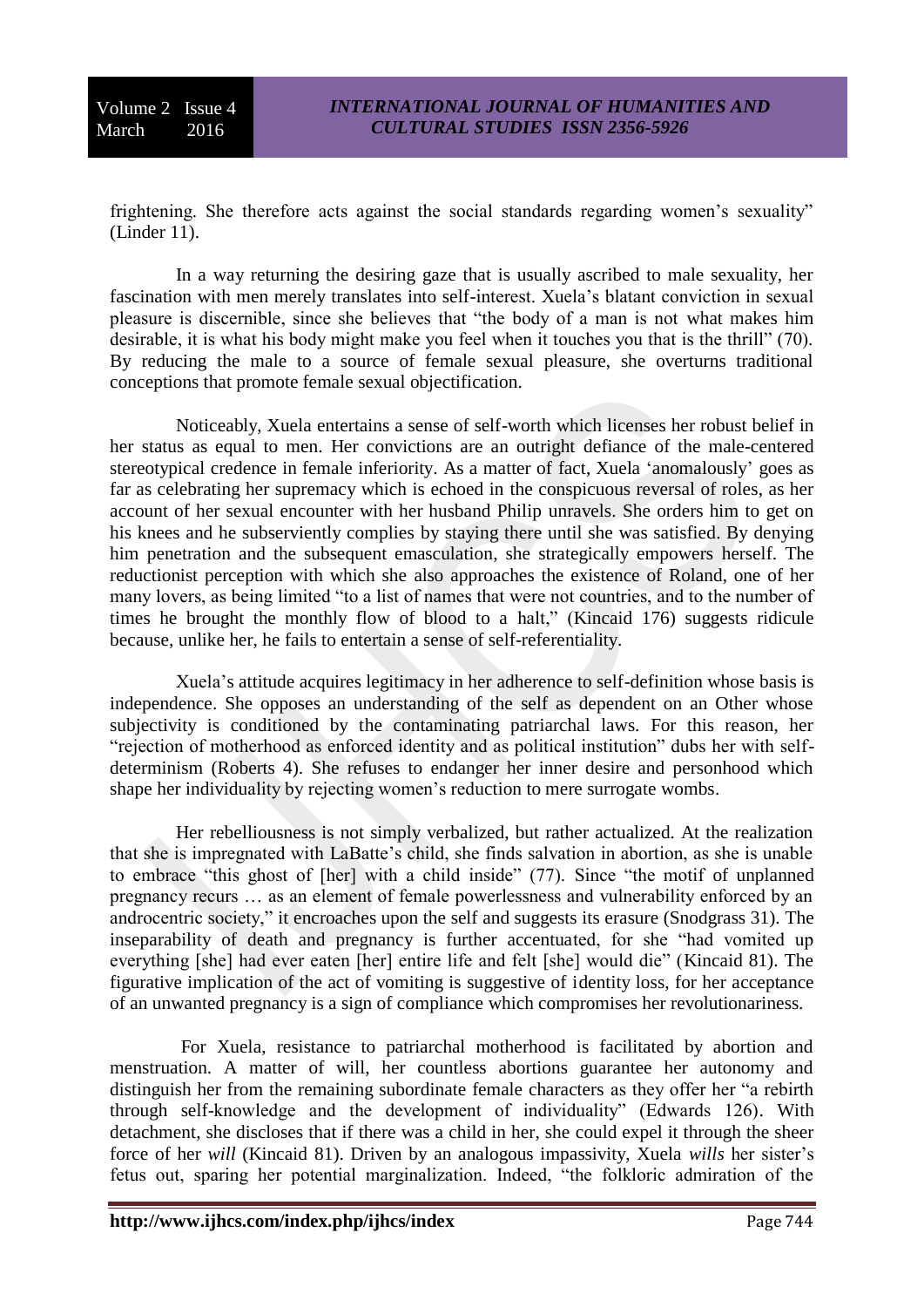frightening. She therefore acts against the social standards regarding women's sexuality" (Linder 11).

In a way returning the desiring gaze that is usually ascribed to male sexuality, her fascination with men merely translates into self-interest. Xuela's blatant conviction in sexual pleasure is discernible, since she believes that "the body of a man is not what makes him desirable, it is what his body might make you feel when it touches you that is the thrill" (70). By reducing the male to a source of female sexual pleasure, she overturns traditional conceptions that promote female sexual objectification.

Noticeably, Xuela entertains a sense of self-worth which licenses her robust belief in her status as equal to men. Her convictions are an outright defiance of the male-centered stereotypical credence in female inferiority. As a matter of fact, Xuela 'anomalously' goes as far as celebrating her supremacy which is echoed in the conspicuous reversal of roles, as her account of her sexual encounter with her husband Philip unravels. She orders him to get on his knees and he subserviently complies by staying there until she was satisfied. By denying him penetration and the subsequent emasculation, she strategically empowers herself. The reductionist perception with which she also approaches the existence of Roland, one of her many lovers, as being limited "to a list of names that were not countries, and to the number of times he brought the monthly flow of blood to a halt," (Kincaid 176) suggests ridicule because, unlike her, he fails to entertain a sense of self-referentiality.

Xuela's attitude acquires legitimacy in her adherence to self-definition whose basis is independence. She opposes an understanding of the self as dependent on an Other whose subjectivity is conditioned by the contaminating patriarchal laws. For this reason, her "rejection of motherhood as enforced identity and as political institution" dubs her with self-determinism (Roberts 4). She refuses to endanger her inner desire and personhood which shape her individuality by rejecting women's reduction to mere surrogate wombs.

Her rebelliousness is not simply verbalized, but rather actualized. At the realization that she is impregnated with LaBatte's child, she finds salvation in abortion, as she is unable to embrace "this ghost of [her] with a child inside" (77). Since "the motif of unplanned pregnancy recurs … as an element of female powerlessness and vulnerability enforced by an androcentric society," it encroaches upon the self and suggests its erasure (Snodgrass 31). The inseparability of death and pregnancy is further accentuated, for she "had vomited up everything [she] had ever eaten [her] entire life and felt [she] would die" (Kincaid 81). The figurative implication of the act of vomiting is suggestive of identity loss, for her acceptance of an unwanted pregnancy is a sign of compliance which compromises her revolutionariness.

For Xuela, resistance to patriarchal motherhood is facilitated by abortion and menstruation. A matter of will, her countless abortions guarantee her autonomy and distinguish her from the remaining subordinate female characters as they offer her "a rebirth through self-knowledge and the development of individuality" (Edwards 126). With detachment, she discloses that if there was a child in her, she could expel it through the sheer force of her *will* (Kincaid 81). Driven by an analogous impassivity, Xuela *wills* her sister's fetus out, sparing her potential marginalization. Indeed, "the folkloric admiration of the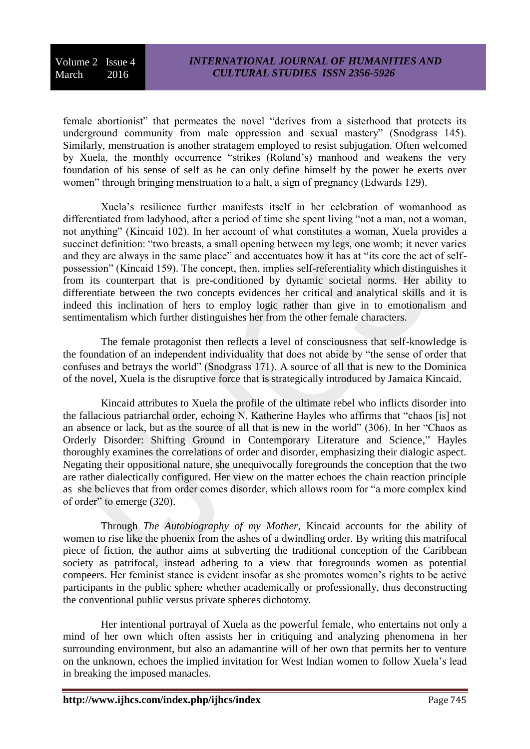female abortionist" that permeates the novel "derives from a sisterhood that protects its underground community from male oppression and sexual mastery" (Snodgrass 145). Similarly, menstruation is another stratagem employed to resist subjugation. Often welcomed by Xuela, the monthly occurrence "strikes (Roland's) manhood and weakens the very foundation of his sense of self as he can only define himself by the power he exerts over women" through bringing menstruation to a halt, a sign of pregnancy (Edwards 129).

Xuela's resilience further manifests itself in her celebration of womanhood as differentiated from ladyhood, after a period of time she spent living "not a man, not a woman, not anything" (Kincaid 102). In her account of what constitutes a woman, Xuela provides a succinct definition: "two breasts, a small opening between my legs, one womb; it never varies and they are always in the same place" and accentuates how it has at "its core the act of self-possession" (Kincaid 159). The concept, then, implies self-referentiality which distinguishes it from its counterpart that is pre-conditioned by dynamic societal norms. Her ability to differentiate between the two concepts evidences her critical and analytical skills and it is indeed this inclination of hers to employ logic rather than give in to emotionalism and sentimentalism which further distinguishes her from the other female characters.

The female protagonist then reflects a level of consciousness that self-knowledge is the foundation of an independent individuality that does not abide by "the sense of order that confuses and betrays the world" (Snodgrass 171). A source of all that is new to the Dominica of the novel, Xuela is the disruptive force that is strategically introduced by Jamaica Kincaid.

Kincaid attributes to Xuela the profile of the ultimate rebel who inflicts disorder into the fallacious patriarchal order, echoing N. Katherine Hayles who affirms that "chaos [is] not an absence or lack, but as the source of all that is new in the world" (306). In her "Chaos as Orderly Disorder: Shifting Ground in Contemporary Literature and Science," Hayles thoroughly examines the correlations of order and disorder, emphasizing their dialogic aspect. Negating their oppositional nature, she unequivocally foregrounds the conception that the two are rather dialectically configured. Her view on the matter echoes the chain reaction principle as she believes that from order comes disorder, which allows room for "a more complex kind of order" to emerge (320).

Through *The Autobiography of my Mother*, Kincaid accounts for the ability of women to rise like the phoenix from the ashes of a dwindling order. By writing this matrifocal piece of fiction, the author aims at subverting the traditional conception of the Caribbean society as patrifocal, instead adhering to a view that foregrounds women as potential compeers. Her feminist stance is evident insofar as she promotes women's rights to be active participants in the public sphere whether academically or professionally, thus deconstructing the conventional public versus private spheres dichotomy.

Her intentional portrayal of Xuela as the powerful female, who entertains not only a mind of her own which often assists her in critiquing and analyzing phenomena in her surrounding environment, but also an adamantine will of her own that permits her to venture on the unknown, echoes the implied invitation for West Indian women to follow Xuela's lead in breaking the imposed manacles.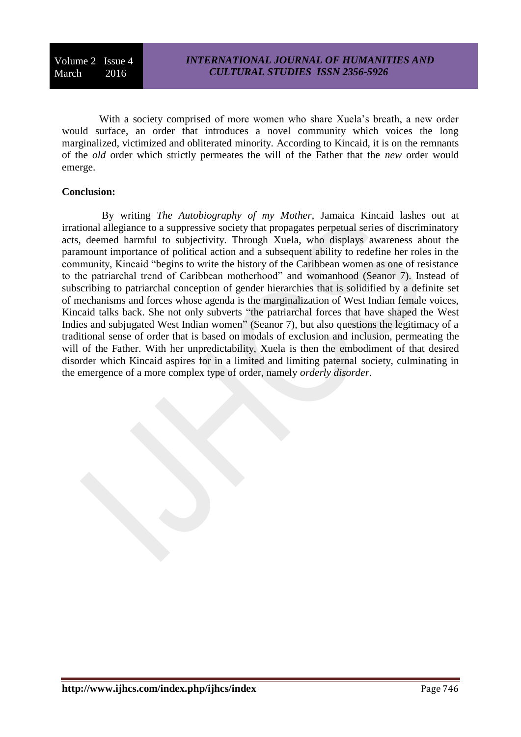With a society comprised of more women who share Xuela's breath, a new order would surface, an order that introduces a novel community which voices the long marginalized, victimized and obliterated minority. According to Kincaid, it is on the remnants of the *old* order which strictly permeates the will of the Father that the *new* order would emerge.

**Conclusion:**

By writing *The Autobiography of my Mother*, Jamaica Kincaid lashes out at irrational allegiance to a suppressive society that propagates perpetual series of discriminatory acts, deemed harmful to subjectivity. Through Xuela, who displays awareness about the paramount importance of political action and a subsequent ability to redefine her roles in the community, Kincaid "begins to write the history of the Caribbean women as one of resistance to the patriarchal trend of Caribbean motherhood" and womanhood (Seanor 7). Instead of subscribing to patriarchal conception of gender hierarchies that is solidified by a definite set of mechanisms and forces whose agenda is the marginalization of West Indian female voices, Kincaid talks back. She not only subverts "the patriarchal forces that have shaped the West Indies and subjugated West Indian women" (Seanor 7), but also questions the legitimacy of a traditional sense of order that is based on modals of exclusion and inclusion, permeating the will of the Father. With her unpredictability, Xuela is then the embodiment of that desired disorder which Kincaid aspires for in a limited and limiting paternal society, culminating in the emergence of a more complex type of order, namely *orderly disorder*.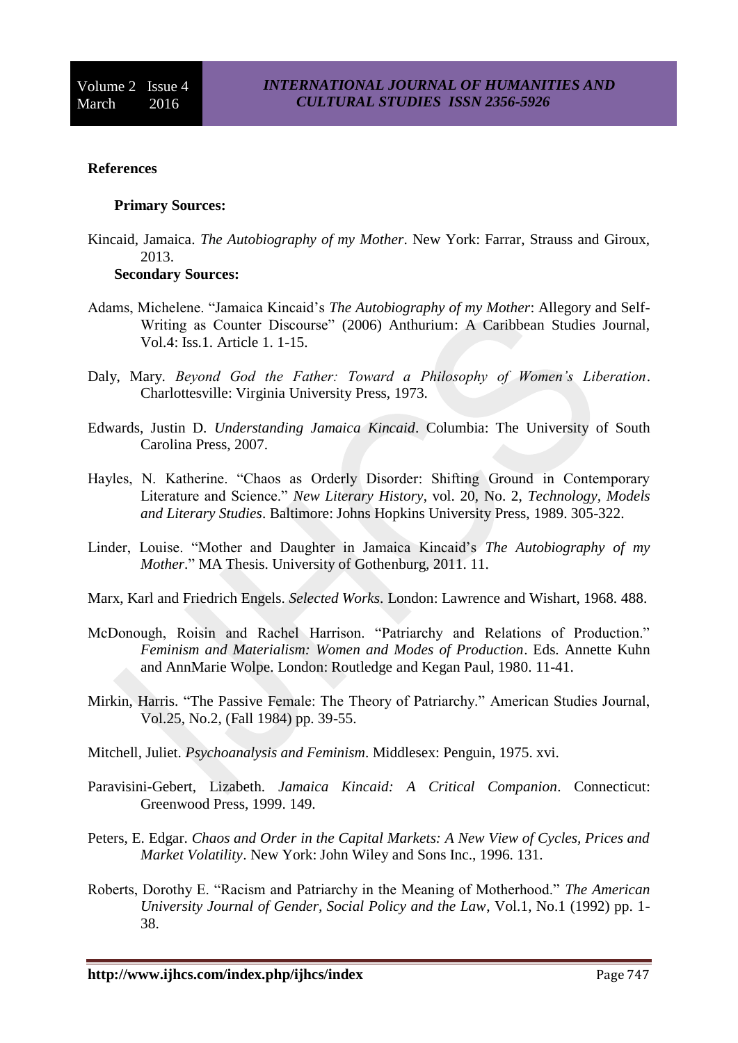**References**

**Primary Sources:**

Kincaid, Jamaica. *The Autobiography of my Mother*. New York: Farrar, Strauss and Giroux, 2013.

**Secondary Sources:**

Adams, Michelene. "Jamaica Kincaid's *The Autobiography of my Mother*: Allegory and Self-Writing as Counter Discourse" (2006) Anthurium: A Caribbean Studies Journal, Vol.4: Iss.1. Article 1. 1-15.

Daly, Mary. *Beyond God the Father: Toward a Philosophy of Women's Liberation*. Charlottesville: Virginia University Press, 1973.

Edwards, Justin D. *Understanding Jamaica Kincaid*. Columbia: The University of South Carolina Press, 2007.

Hayles, N. Katherine. "Chaos as Orderly Disorder: Shifting Ground in Contemporary Literature and Science." *New Literary History*, vol. 20, No. 2, *Technology, Models and Literary Studies*. Baltimore: Johns Hopkins University Press, 1989. 305-322.

Linder, Louise. "Mother and Daughter in Jamaica Kincaid's *The Autobiography of my Mother*." MA Thesis. University of Gothenburg, 2011. 11.

Marx, Karl and Friedrich Engels. *Selected Works*. London: Lawrence and Wishart, 1968. 488.

McDonough, Roisin and Rachel Harrison. "Patriarchy and Relations of Production." *Feminism and Materialism: Women and Modes of Production*. Eds. Annette Kuhn and AnnMarie Wolpe. London: Routledge and Kegan Paul, 1980. 11-41.

Mirkin, Harris. "The Passive Female: The Theory of Patriarchy." American Studies Journal, Vol.25, No.2, (Fall 1984) pp. 39-55.

Mitchell, Juliet. *Psychoanalysis and Feminism*. Middlesex: Penguin, 1975. xvi.

Paravisini-Gebert, Lizabeth. *Jamaica Kincaid: A Critical Companion*. Connecticut: Greenwood Press, 1999. 149.

Peters, E. Edgar. *Chaos and Order in the Capital Markets: A New View of Cycles, Prices and Market Volatility*. New York: John Wiley and Sons Inc., 1996. 131.

Roberts, Dorothy E. "Racism and Patriarchy in the Meaning of Motherhood." *The American University Journal of Gender, Social Policy and the Law*, Vol.1, No.1 (1992) pp. 1-38.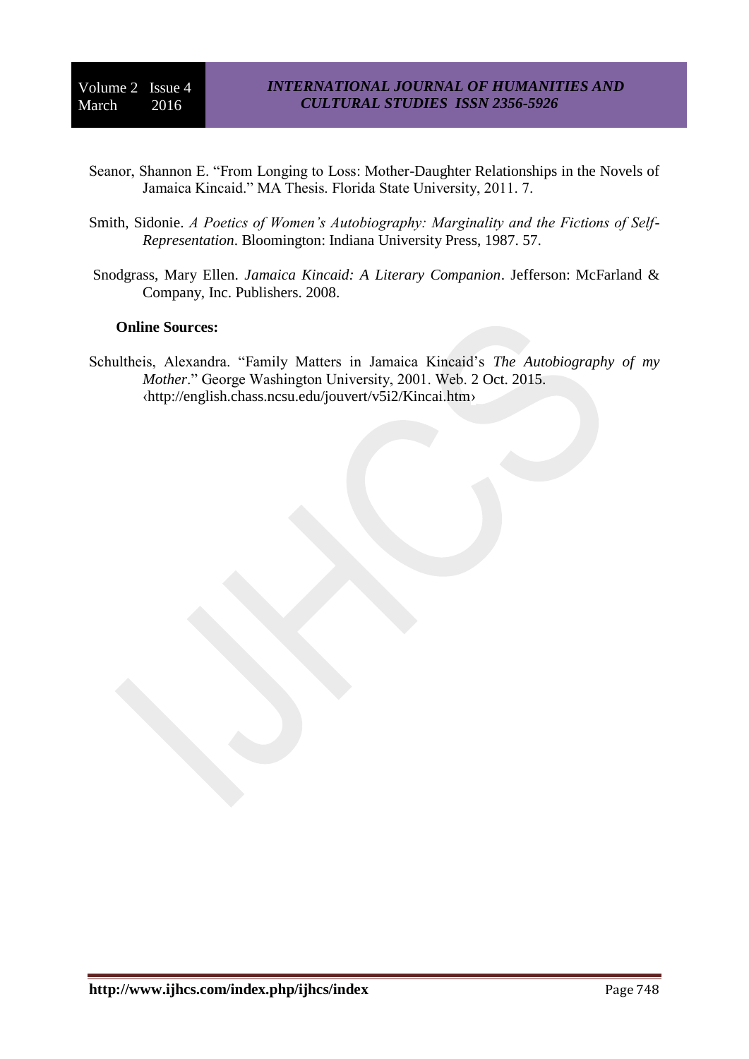Seanor, Shannon E. "From Longing to Loss: Mother-Daughter Relationships in the Novels of Jamaica Kincaid." MA Thesis. Florida State University, 2011. 7.

Smith, Sidonie. *A Poetics of Women's Autobiography: Marginality and the Fictions of Self-Representation*. Bloomington: Indiana University Press, 1987. 57.

Snodgrass, Mary Ellen. *Jamaica Kincaid: A Literary Companion*. Jefferson: McFarland & Company, Inc. Publishers. 2008.

**Online Sources:**

Schultheis, Alexandra. "Family Matters in Jamaica Kincaid's *The Autobiography of my Mother*." George Washington University, 2001. Web. 2 Oct. 2015. ‹http://english.chass.ncsu.edu/jouvert/v5i2/Kincai.htm›